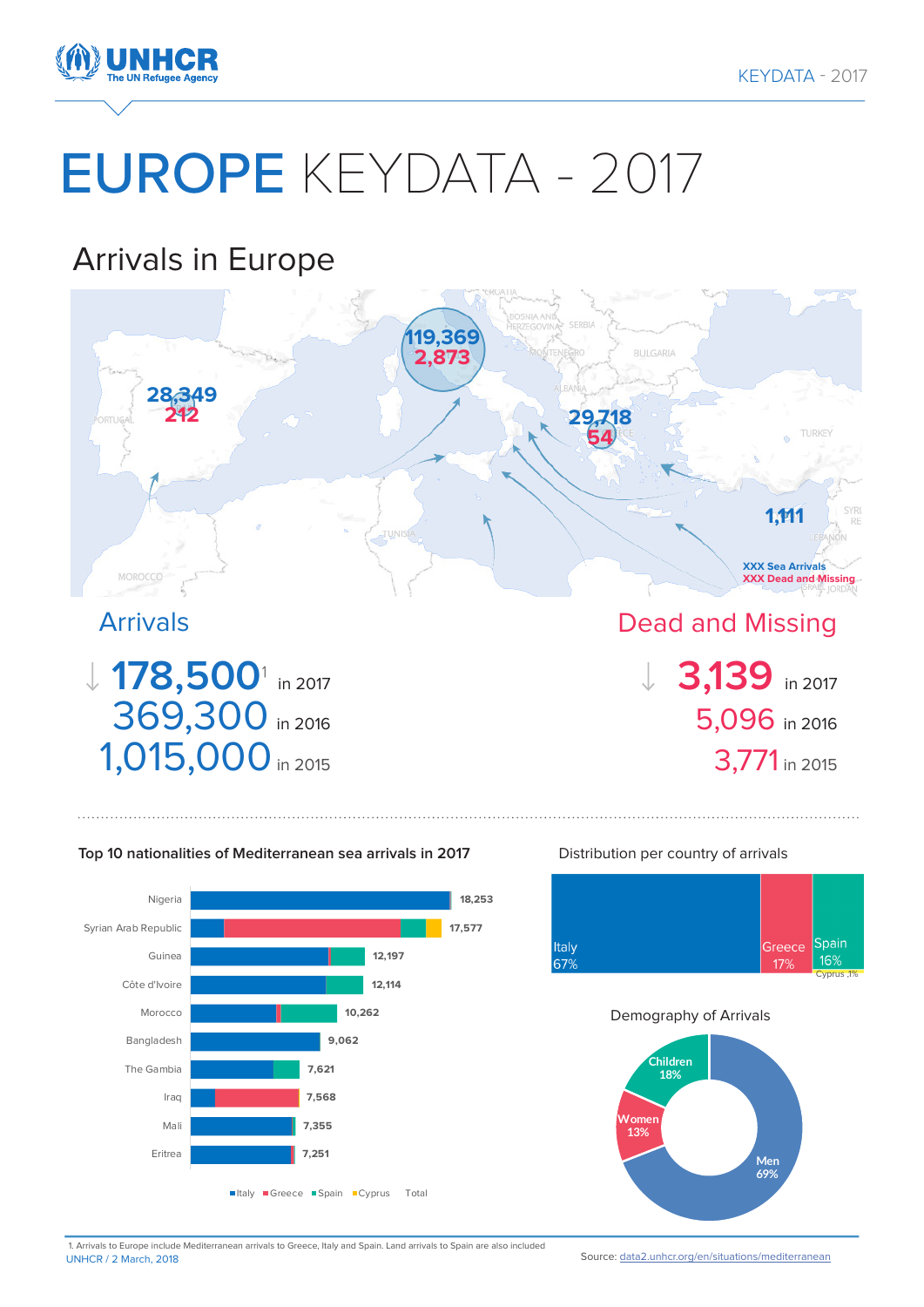UNHCR
The UN Refugee Agency

KEYDATA - 2017

# EUROPE KEYDATA - 2017

## Arrivals in Europe

| Location | Sea Arrivals | Dead and Missing |
|---|---|---|
| Spain | 28,349 | 212 |
| Italy | 119,369 | 2,873 |
| Greece | 29,718 | 54 |
| Cyprus | 1,111 | |

XXX Sea Arrivals
XXX Dead and Missing

### Arrivals

178,500[1] in 2017
369,300 in 2016
1,015,000 in 2015

### Dead and Missing

3,139 in 2017
5,096 in 2016
3,771 in 2015

### Top 10 nationalities of Mediterranean sea arrivals in 2017

| Nationality | Total |
|---|---|
| Nigeria | 18,253 |
| Syrian Arab Republic | 17,577 |
| Guinea | 12,197 |
| Côte d'Ivoire | 12,114 |
| Morocco | 10,262 |
| Bangladesh | 9,062 |
| The Gambia | 7,621 |
| Iraq | 7,568 |
| Mali | 7,355 |
| Eritrea | 7,251 |

Italy, Greece, Spain, Cyprus, Total

### Distribution per country of arrivals

| Country | Share |
|---|---|
| Italy | 67% |
| Greece | 17% |
| Spain | 16% |
| Cyprus | 1% |

### Demography of Arrivals

| Group | Share |
|---|---|
| Men | 69% |
| Women | 13% |
| Children | 18% |

1. Arrivals to Europe include Mediterranean arrivals to Greece, Italy and Spain. Land arrivals to Spain are also included

UNHCR / 2 March, 2018

Source: data2.unhcr.org/en/situations/mediterranean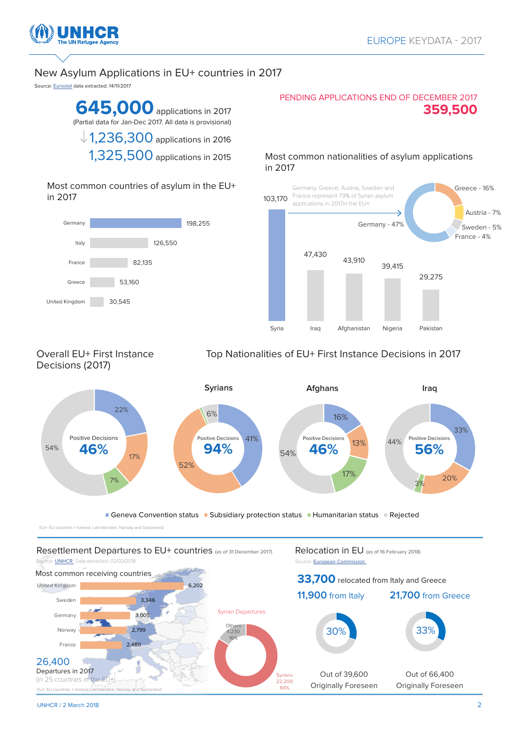## EUROPE KEYDATA - 2017

## New Asylum Applications in EU+ countries in 2017

Source: Eurostat data extracted: 14/11/2017

**645,000** applications in 2017

(Partial data for Jan-Dec 2017. All data is provisional)

↓1,236,300 applications in 2016

1,325,500 applications in 2015

**PENDING APPLICATIONS END OF DECEMBER 2017**

**359,500**

### Most common countries of asylum in the EU+ in 2017

Germany 198,255
Italy 126,550
France 82,135
Greece 53,160
United Kingdom 30,545

### Most common nationalities of asylum applications in 2017

Syria 103,170
Iraq 47,430
Afghanistan 43,910
Nigeria 39,415
Pakistan 29,275

Germany, Greece, Austria, Sweden and France represent 79% of Syrian asylum applications in 2017in the EU+

Germany - 47%
Greece - 16%
Austria - 7%
Sweden - 5%
France - 4%

### Overall EU+ First Instance Decisions (2017)

Positive Decisions **46%**

22%
17%
7%
54%

### Top Nationalities of EU+ First Instance Decisions in 2017

**Syrians**

Positive Decisions **94%**

41%
52%
6%

**Afghans**

Positive Decisions **46%**

16%
13%
17%
54%

**Iraq**

Positive Decisions **56%**

33%
20%
3%
44%

Geneva Convention status | Subsidiary protection status | Humanitarian status | Rejected

EU+: EU countries + Iceland, Liechtenstein, Norway and Switzerland

## Resettlement Departures to EU+ countries (as of 31 December 2017)

Source: UNHCR Data extracted: 02/03/2018

### Most common receiving countries

United Kingdom 6,202
Sweden 3,346
Germany 3,005
Norway 2,799
France 2,480

**26,400**
Departures in 2017
(in 25 countries in the EU+)

Syrian Departures

Others 4,230 16%
Syrians 22,200 84%

EU+: EU countries + Iceland, Liechtenstein, Norway and Switzerland

## Relocation in EU (as of 16 February 2018)

Source: European Commission

**33,700** relocated from Italy and Greece

**11,900** from Italy

30%

Out of 39,600 Originally Foreseen

**21,700** from Greece

33%

Out of 66,400 Originally Foreseen

UNHCR / 2 March 2018